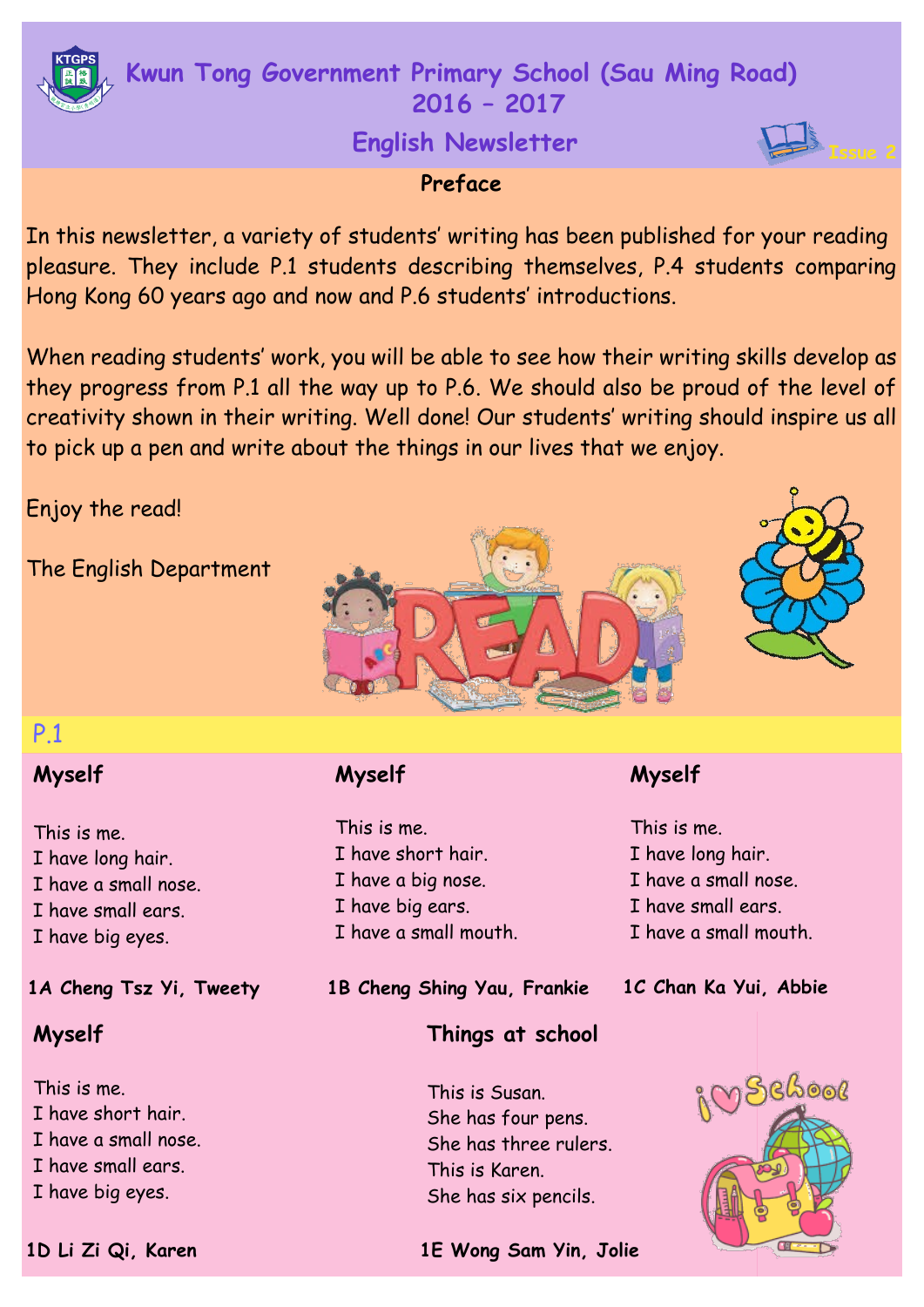# Kwun Tong Government Primary School (Sau Ming Road) 2016 – 2017

## English Newsletter

Issue 2

### Preface

In this newsletter, a variety of students' writing has been published for your reading pleasure. They include P.1 students describing themselves, P.4 students comparing Hong Kong 60 years ago and now and P.6 students' introductions.

When reading students' work, you will be able to see how their writing skills develop as they progress from P.1 all the way up to P.6. We should also be proud of the level of creativity shown in their writing. Well done! Our students' writing should inspire us all to pick up a pen and write about the things in our lives that we enjoy.

Enjoy the read!

The English Department

## P.1

### Myself

This is me.
I have long hair.
I have a small nose.
I have small ears.
I have big eyes.

**1A Cheng Tsz Yi, Tweety**

### Myself

This is me.
I have short hair.
I have a big nose.
I have big ears.
I have a small mouth.

**1B Cheng Shing Yau, Frankie**

### Myself

This is me.
I have long hair.
I have a small nose.
I have small ears.
I have a small mouth.

**1C Chan Ka Yui, Abbie**

### Myself

This is me.
I have short hair.
I have a small nose.
I have small ears.
I have big eyes.

**1D Li Zi Qi, Karen**

### Things at school

This is Susan.
She has four pens.
She has three rulers.
This is Karen.
She has six pencils.

**1E Wong Sam Yin, Jolie**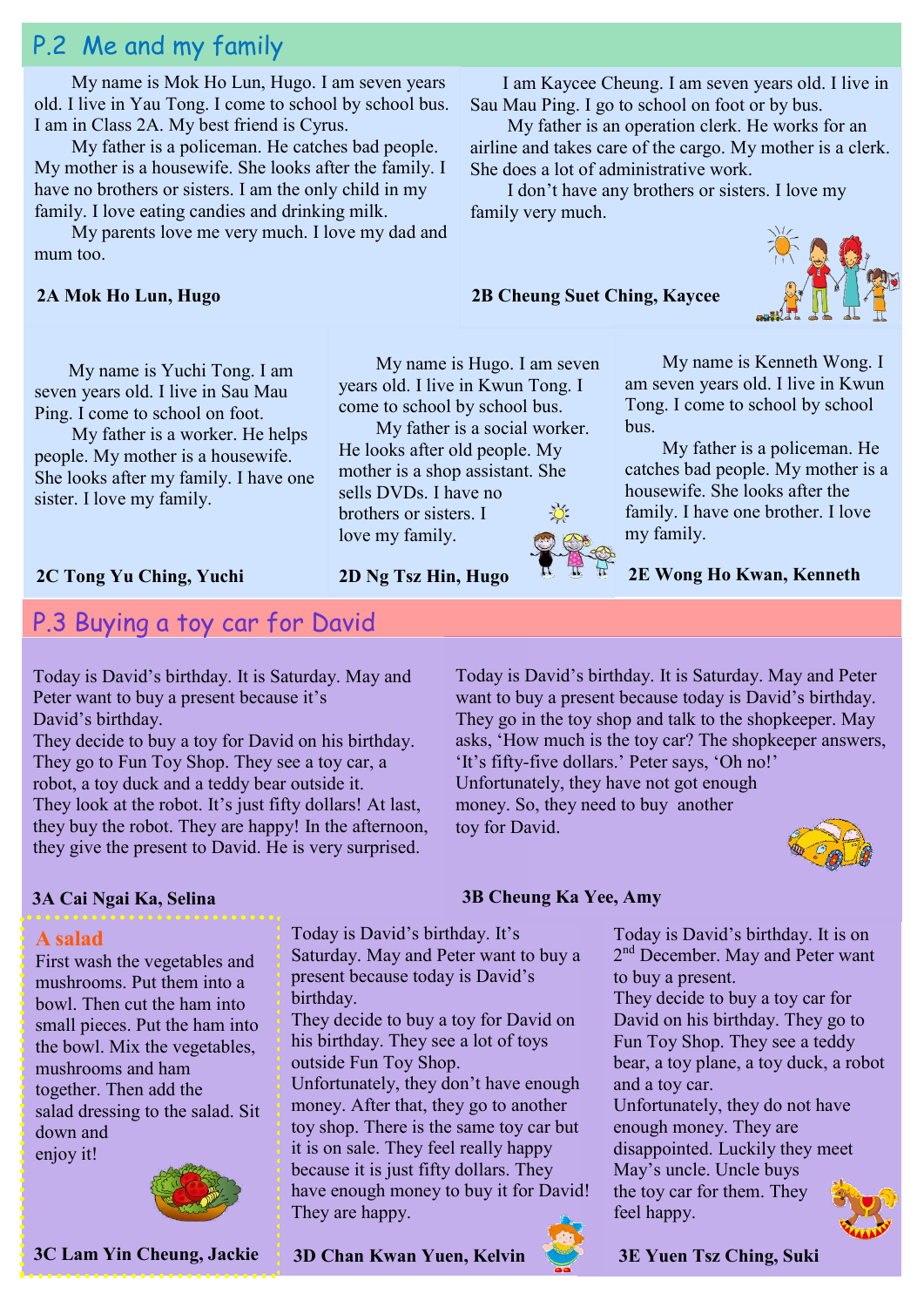## P.2 Me and my family

My name is Mok Ho Lun, Hugo. I am seven years old. I live in Yau Tong. I come to school by school bus. I am in Class 2A. My best friend is Cyrus.

My father is a policeman. He catches bad people. My mother is a housewife. She looks after the family. I have no brothers or sisters. I am the only child in my family. I love eating candies and drinking milk.

My parents love me very much. I love my dad and mum too.

**2A Mok Ho Lun, Hugo**

I am Kaycee Cheung. I am seven years old. I live in Sau Mau Ping. I go to school on foot or by bus.

My father is an operation clerk. He works for an airline and takes care of the cargo. My mother is a clerk. She does a lot of administrative work.

I don't have any brothers or sisters. I love my family very much.

**2B Cheung Suet Ching, Kaycee**

My name is Yuchi Tong. I am seven years old. I live in Sau Mau Ping. I come to school on foot.

My father is a worker. He helps people. My mother is a housewife. She looks after my family. I have one sister. I love my family.

**2C Tong Yu Ching, Yuchi**

My name is Hugo. I am seven years old. I live in Kwun Tong. I come to school by school bus.

My father is a social worker. He looks after old people. My mother is a shop assistant. She sells DVDs. I have no brothers or sisters. I love my family.

**2D Ng Tsz Hin, Hugo**

My name is Kenneth Wong. I am seven years old. I live in Kwun Tong. I come to school by school bus.

My father is a policeman. He catches bad people. My mother is a housewife. She looks after the family. I have one brother. I love my family.

**2E Wong Ho Kwan, Kenneth**

## P.3 Buying a toy car for David

Today is David's birthday. It is Saturday. May and Peter want to buy a present because it's David's birthday.
They decide to buy a toy for David on his birthday. They go to Fun Toy Shop. They see a toy car, a robot, a toy duck and a teddy bear outside it.
They look at the robot. It's just fifty dollars! At last, they buy the robot. They are happy! In the afternoon, they give the present to David. He is very surprised.

**3A Cai Ngai Ka, Selina**

Today is David's birthday. It is Saturday. May and Peter want to buy a present because today is David's birthday. They go in the toy shop and talk to the shopkeeper. May asks, 'How much is the toy car? The shopkeeper answers, 'It's fifty-five dollars.' Peter says, 'Oh no!' Unfortunately, they have not got enough money. So, they need to buy another toy for David.

**3B Cheung Ka Yee, Amy**

### A salad

First wash the vegetables and mushrooms. Put them into a bowl. Then cut the ham into small pieces. Put the ham into the bowl. Mix the vegetables, mushrooms and ham together. Then add the salad dressing to the salad. Sit down and enjoy it!

**3C Lam Yin Cheung, Jackie**

Today is David's birthday. It's Saturday. May and Peter want to buy a present because today is David's birthday.
They decide to buy a toy for David on his birthday. They see a lot of toys outside Fun Toy Shop.
Unfortunately, they don't have enough money. After that, they go to another toy shop. There is the same toy car but it is on sale. They feel really happy because it is just fifty dollars. They have enough money to buy it for David! They are happy.

**3D Chan Kwan Yuen, Kelvin**

Today is David's birthday. It is on 2nd December. May and Peter want to buy a present.
They decide to buy a toy car for David on his birthday. They go to Fun Toy Shop. They see a teddy bear, a toy plane, a toy duck, a robot and a toy car.
Unfortunately, they do not have enough money. They are disappointed. Luckily they meet May's uncle. Uncle buys the toy car for them. They feel happy.

**3E Yuen Tsz Ching, Suki**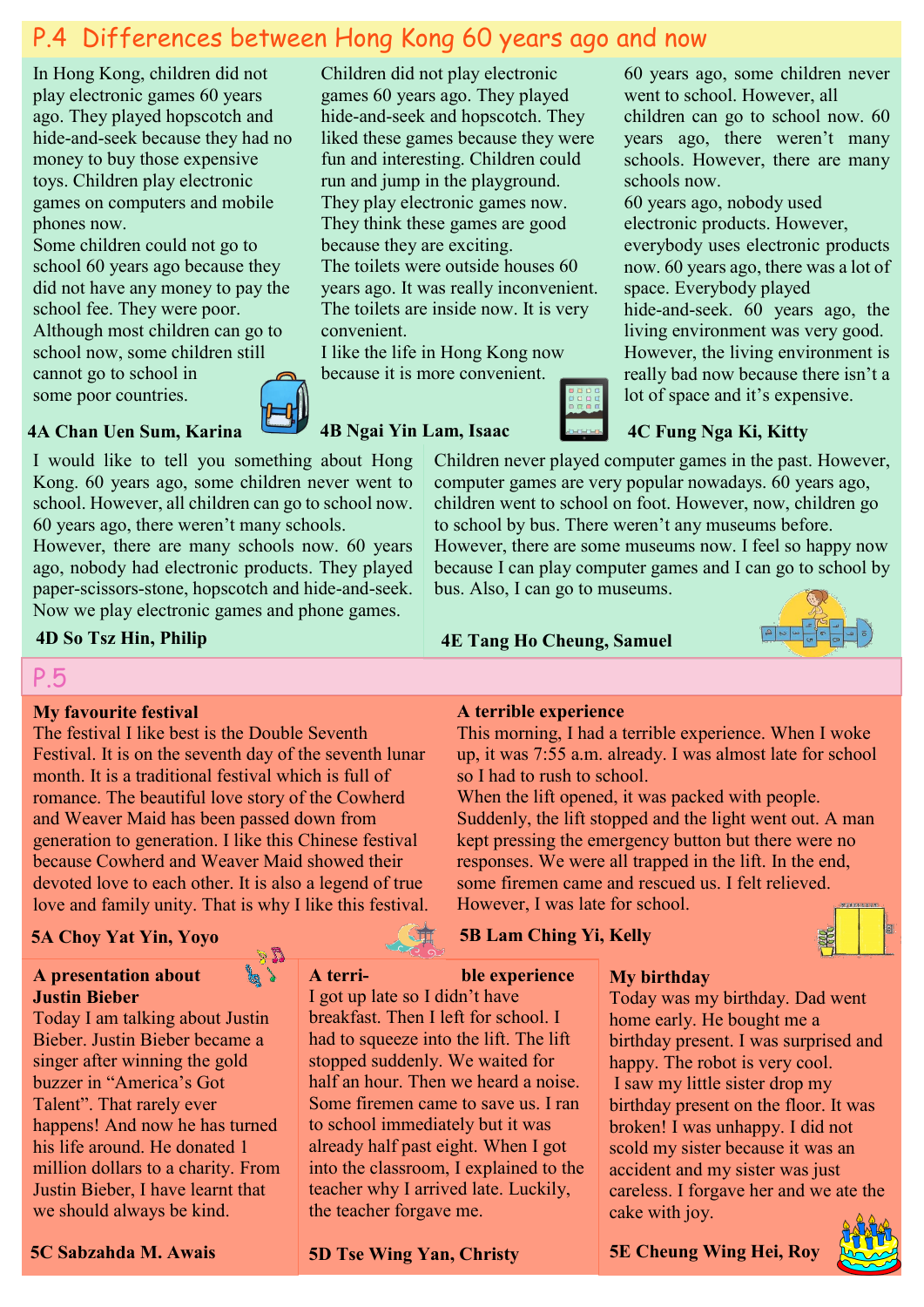## P.4 Differences between Hong Kong 60 years ago and now

In Hong Kong, children did not play electronic games 60 years ago. They played hopscotch and hide-and-seek because they had no money to buy those expensive toys. Children play electronic games on computers and mobile phones now.
Some children could not go to school 60 years ago because they did not have any money to pay the school fee. They were poor.
Although most children can go to school now, some children still cannot go to school in some poor countries.

**4A Chan Uen Sum, Karina**

Children did not play electronic games 60 years ago. They played hide-and-seek and hopscotch. They liked these games because they were fun and interesting. Children could run and jump in the playground.
They play electronic games now. They think these games are good because they are exciting.
The toilets were outside houses 60 years ago. It was really inconvenient. The toilets are inside now. It is very convenient.
I like the life in Hong Kong now because it is more convenient.

**4B Ngai Yin Lam, Isaac**

60 years ago, some children never went to school. However, all children can go to school now. 60 years ago, there weren't many schools. However, there are many schools now.
60 years ago, nobody used electronic products. However, everybody uses electronic products now. 60 years ago, there was a lot of space. Everybody played hide-and-seek. 60 years ago, the living environment was very good. However, the living environment is really bad now because there isn't a lot of space and it's expensive.

**4C Fung Nga Ki, Kitty**

I would like to tell you something about Hong Kong. 60 years ago, some children never went to school. However, all children can go to school now. 60 years ago, there weren't many schools. However, there are many schools now. 60 years ago, nobody had electronic products. They played paper-scissors-stone, hopscotch and hide-and-seek. Now we play electronic games and phone games.

**4D So Tsz Hin, Philip**

Children never played computer games in the past. However, computer games are very popular nowadays. 60 years ago, children went to school on foot. However, now, children go to school by bus. There weren't any museums before. However, there are some museums now. I feel so happy now because I can play computer games and I can go to school by bus. Also, I can go to museums.

**4E Tang Ho Cheung, Samuel**

## P.5

### My favourite festival

The festival I like best is the Double Seventh Festival. It is on the seventh day of the seventh lunar month. It is a traditional festival which is full of romance. The beautiful love story of the Cowherd and Weaver Maid has been passed down from generation to generation. I like this Chinese festival because Cowherd and Weaver Maid showed their devoted love to each other. It is also a legend of true love and family unity. That is why I like this festival.

**5A Choy Yat Yin, Yoyo**

### A terrible experience

This morning, I had a terrible experience. When I woke up, it was 7:55 a.m. already. I was almost late for school so I had to rush to school.
When the lift opened, it was packed with people. Suddenly, the lift stopped and the light went out. A man kept pressing the emergency button but there were no responses. We were all trapped in the lift. In the end, some firemen came and rescued us. I felt relieved. However, I was late for school.

**5B Lam Ching Yi, Kelly**

### A presentation about Justin Bieber

Today I am talking about Justin Bieber. Justin Bieber became a singer after winning the gold buzzer in "America's Got Talent". That rarely ever happens! And now he has turned his life around. He donated 1 million dollars to a charity. From Justin Bieber, I have learnt that we should always be kind.

**5C Sabzahda M. Awais**

### A terrible experience

I got up late so I didn't have breakfast. Then I left for school. I had to squeeze into the lift. The lift stopped suddenly. We waited for half an hour. Then we heard a noise. Some firemen came to save us. I ran to school immediately but it was already half past eight. When I got into the classroom, I explained to the teacher why I arrived late. Luckily, the teacher forgave me.

**5D Tse Wing Yan, Christy**

### My birthday

Today was my birthday. Dad went home early. He bought me a birthday present. I was surprised and happy. The robot is very cool.
I saw my little sister drop my birthday present on the floor. It was broken! I was unhappy. I did not scold my sister because it was an accident and my sister was just careless. I forgave her and we ate the cake with joy.

**5E Cheung Wing Hei, Roy**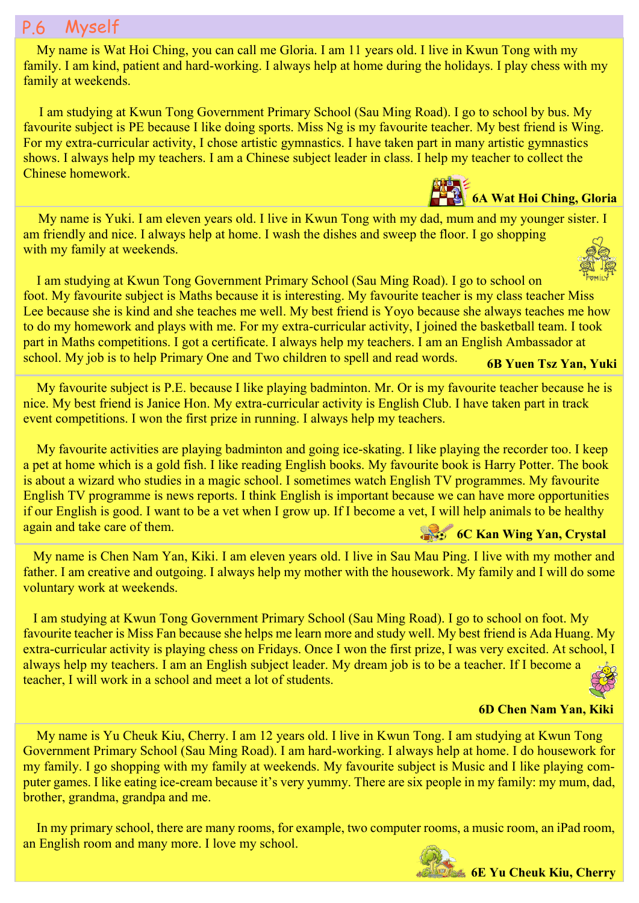# P.6 Myself

My name is Wat Hoi Ching, you can call me Gloria. I am 11 years old. I live in Kwun Tong with my family. I am kind, patient and hard-working. I always help at home during the holidays. I play chess with my family at weekends.

I am studying at Kwun Tong Government Primary School (Sau Ming Road). I go to school by bus. My favourite subject is PE because I like doing sports. Miss Ng is my favourite teacher. My best friend is Wing. For my extra-curricular activity, I chose artistic gymnastics. I have taken part in many artistic gymnastics shows. I always help my teachers. I am a Chinese subject leader in class. I help my teacher to collect the Chinese homework.

**6A Wat Hoi Ching, Gloria**

My name is Yuki. I am eleven years old. I live in Kwun Tong with my dad, mum and my younger sister. I am friendly and nice. I always help at home. I wash the dishes and sweep the floor. I go shopping with my family at weekends.

I am studying at Kwun Tong Government Primary School (Sau Ming Road). I go to school on foot. My favourite subject is Maths because it is interesting. My favourite teacher is my class teacher Miss Lee because she is kind and she teaches me well. My best friend is Yoyo because she always teaches me how to do my homework and plays with me. For my extra-curricular activity, I joined the basketball team. I took part in Maths competitions. I got a certificate. I always help my teachers. I am an English Ambassador at school. My job is to help Primary One and Two children to spell and read words.

**6B Yuen Tsz Yan, Yuki**

My favourite subject is P.E. because I like playing badminton. Mr. Or is my favourite teacher because he is nice. My best friend is Janice Hon. My extra-curricular activity is English Club. I have taken part in track event competitions. I won the first prize in running. I always help my teachers.

My favourite activities are playing badminton and going ice-skating. I like playing the recorder too. I keep a pet at home which is a gold fish. I like reading English books. My favourite book is Harry Potter. The book is about a wizard who studies in a magic school. I sometimes watch English TV programmes. My favourite English TV programme is news reports. I think English is important because we can have more opportunities if our English is good. I want to be a vet when I grow up. If I become a vet, I will help animals to be healthy again and take care of them.

**6C Kan Wing Yan, Crystal**

My name is Chen Nam Yan, Kiki. I am eleven years old. I live in Sau Mau Ping. I live with my mother and father. I am creative and outgoing. I always help my mother with the housework. My family and I will do some voluntary work at weekends.

I am studying at Kwun Tong Government Primary School (Sau Ming Road). I go to school on foot. My favourite teacher is Miss Fan because she helps me learn more and study well. My best friend is Ada Huang. My extra-curricular activity is playing chess on Fridays. Once I won the first prize, I was very excited. At school, I always help my teachers. I am an English subject leader. My dream job is to be a teacher. If I become a teacher, I will work in a school and meet a lot of students.

**6D Chen Nam Yan, Kiki**

My name is Yu Cheuk Kiu, Cherry. I am 12 years old. I live in Kwun Tong. I am studying at Kwun Tong Government Primary School (Sau Ming Road). I am hard-working. I always help at home. I do housework for my family. I go shopping with my family at weekends. My favourite subject is Music and I like playing computer games. I like eating ice-cream because it's very yummy. There are six people in my family: my mum, dad, brother, grandma, grandpa and me.

In my primary school, there are many rooms, for example, two computer rooms, a music room, an iPad room, an English room and many more. I love my school.

**6E Yu Cheuk Kiu, Cherry**